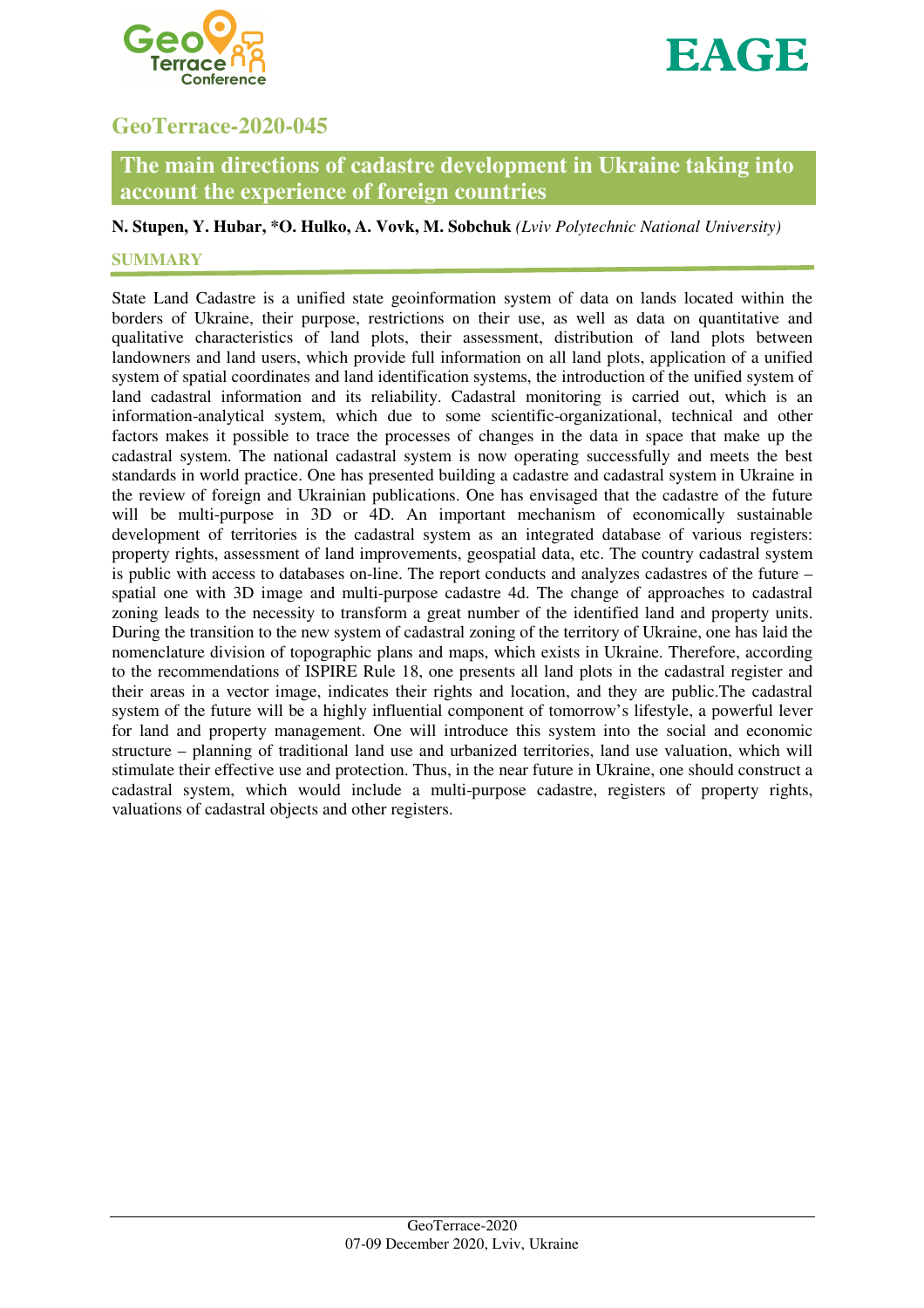## GeoTerrace-2020-045

# The main directions of cadastre development in Ukraine taking into account the experience of foreign countries

**N. Stupen, Y. Hubar, *O. Hulko, A. Vovk, M. Sobchuk** *(Lviv Polytechnic National University)*

### SUMMARY

State Land Cadastre is a unified state geoinformation system of data on lands located within the borders of Ukraine, their purpose, restrictions on their use, as well as data on quantitative and qualitative characteristics of land plots, their assessment, distribution of land plots between landowners and land users, which provide full information on all land plots, application of a unified system of spatial coordinates and land identification systems, the introduction of the unified system of land cadastral information and its reliability. Cadastral monitoring is carried out, which is an information-analytical system, which due to some scientific-organizational, technical and other factors makes it possible to trace the processes of changes in the data in space that make up the cadastral system. The national cadastral system is now operating successfully and meets the best standards in world practice. One has presented building a cadastre and cadastral system in Ukraine in the review of foreign and Ukrainian publications. One has envisaged that the cadastre of the future will be multi-purpose in 3D or 4D. An important mechanism of economically sustainable development of territories is the cadastral system as an integrated database of various registers: property rights, assessment of land improvements, geospatial data, etc. The country cadastral system is public with access to databases on-line. The report conducts and analyzes cadastres of the future – spatial one with 3D image and multi-purpose cadastre 4d. The change of approaches to cadastral zoning leads to the necessity to transform a great number of the identified land and property units. During the transition to the new system of cadastral zoning of the territory of Ukraine, one has laid the nomenclature division of topographic plans and maps, which exists in Ukraine. Therefore, according to the recommendations of ISPIRE Rule 18, one presents all land plots in the cadastral register and their areas in a vector image, indicates their rights and location, and they are public.The cadastral system of the future will be a highly influential component of tomorrow's lifestyle, a powerful lever for land and property management. One will introduce this system into the social and economic structure – planning of traditional land use and urbanized territories, land use valuation, which will stimulate their effective use and protection. Thus, in the near future in Ukraine, one should construct a cadastral system, which would include a multi-purpose cadastre, registers of property rights, valuations of cadastral objects and other registers.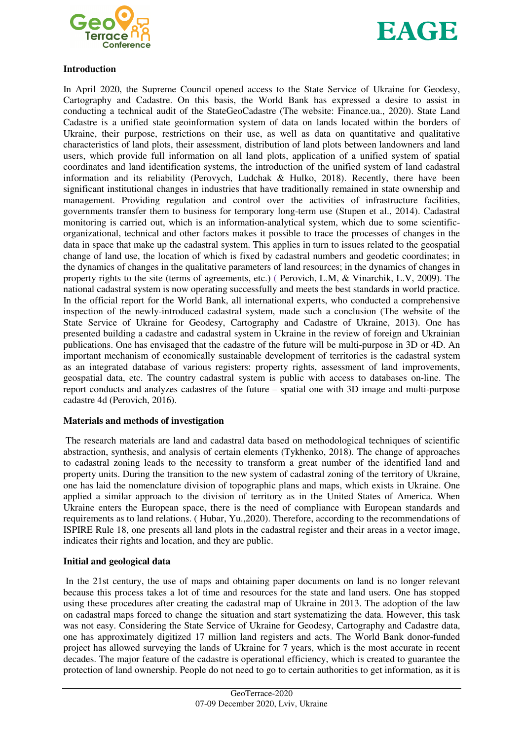## Introduction

In April 2020, the Supreme Council opened access to the State Service of Ukraine for Geodesy, Cartography and Cadastre. On this basis, the World Bank has expressed a desire to assist in conducting a technical audit of the StateGeoCadastre (The website: Finance.ua., 2020). State Land Cadastre is a unified state geoinformation system of data on lands located within the borders of Ukraine, their purpose, restrictions on their use, as well as data on quantitative and qualitative characteristics of land plots, their assessment, distribution of land plots between landowners and land users, which provide full information on all land plots, application of a unified system of spatial coordinates and land identification systems, the introduction of the unified system of land cadastral information and its reliability (Perovych, Ludchak & Hulko, 2018). Recently, there have been significant institutional changes in industries that have traditionally remained in state ownership and management. Providing regulation and control over the activities of infrastructure facilities, governments transfer them to business for temporary long-term use (Stupen et al., 2014). Cadastral monitoring is carried out, which is an information-analytical system, which due to some scientific-organizational, technical and other factors makes it possible to trace the processes of changes in the data in space that make up the cadastral system. This applies in turn to issues related to the geospatial change of land use, the location of which is fixed by cadastral numbers and geodetic coordinates; in the dynamics of changes in the qualitative parameters of land resources; in the dynamics of changes in property rights to the site (terms of agreements, etc.) ( Perovich, L.M, & Vinarchik, L.V, 2009). The national cadastral system is now operating successfully and meets the best standards in world practice. In the official report for the World Bank, all international experts, who conducted a comprehensive inspection of the newly-introduced cadastral system, made such a conclusion (The website of the State Service of Ukraine for Geodesy, Cartography and Cadastre of Ukraine, 2013). One has presented building a cadastre and cadastral system in Ukraine in the review of foreign and Ukrainian publications. One has envisaged that the cadastre of the future will be multi-purpose in 3D or 4D. An important mechanism of economically sustainable development of territories is the cadastral system as an integrated database of various registers: property rights, assessment of land improvements, geospatial data, etc. The country cadastral system is public with access to databases on-line. The report conducts and analyzes cadastres of the future – spatial one with 3D image and multi-purpose cadastre 4d (Perovich, 2016).

## Materials and methods of investigation

The research materials are land and cadastral data based on methodological techniques of scientific abstraction, synthesis, and analysis of certain elements (Tykhenko, 2018). The change of approaches to cadastral zoning leads to the necessity to transform a great number of the identified land and property units. During the transition to the new system of cadastral zoning of the territory of Ukraine, one has laid the nomenclature division of topographic plans and maps, which exists in Ukraine. One applied a similar approach to the division of territory as in the United States of America. When Ukraine enters the European space, there is the need of compliance with European standards and requirements as to land relations. ( Hubar, Yu.,2020). Therefore, according to the recommendations of ISPIRE Rule 18, one presents all land plots in the cadastral register and their areas in a vector image, indicates their rights and location, and they are public.

## Initial and geological data

In the 21st century, the use of maps and obtaining paper documents on land is no longer relevant because this process takes a lot of time and resources for the state and land users. One has stopped using these procedures after creating the cadastral map of Ukraine in 2013. The adoption of the law on cadastral maps forced to change the situation and start systematizing the data. However, this task was not easy. Considering the State Service of Ukraine for Geodesy, Cartography and Cadastre data, one has approximately digitized 17 million land registers and acts. The World Bank donor-funded project has allowed surveying the lands of Ukraine for 7 years, which is the most accurate in recent decades. The major feature of the cadastre is operational efficiency, which is created to guarantee the protection of land ownership. People do not need to go to certain authorities to get information, as it is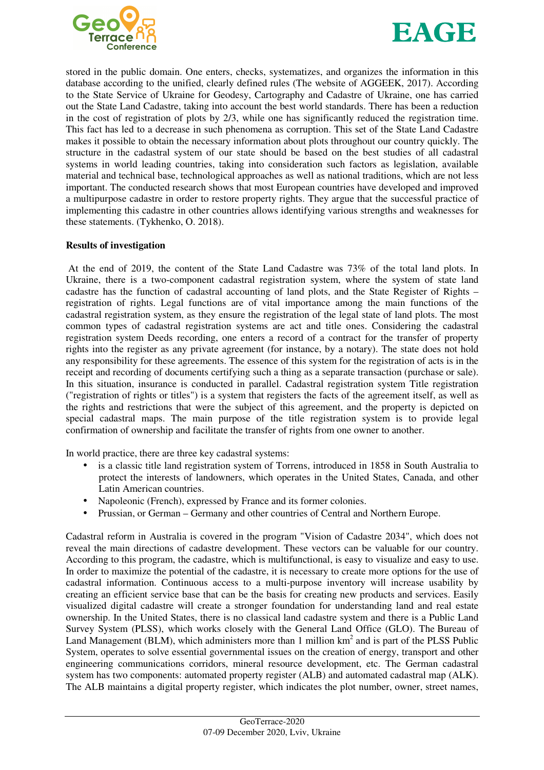stored in the public domain. One enters, checks, systematizes, and organizes the information in this database according to the unified, clearly defined rules (The website of AGGEEK, 2017). According to the State Service of Ukraine for Geodesy, Cartography and Cadastre of Ukraine, one has carried out the State Land Cadastre, taking into account the best world standards. There has been a reduction in the cost of registration of plots by 2/3, while one has significantly reduced the registration time. This fact has led to a decrease in such phenomena as corruption. This set of the State Land Cadastre makes it possible to obtain the necessary information about plots throughout our country quickly. The structure in the cadastral system of our state should be based on the best studies of all cadastral systems in world leading countries, taking into consideration such factors as legislation, available material and technical base, technological approaches as well as national traditions, which are not less important. The conducted research shows that most European countries have developed and improved a multipurpose cadastre in order to restore property rights. They argue that the successful practice of implementing this cadastre in other countries allows identifying various strengths and weaknesses for these statements. (Tykhenko, O. 2018).

**Results of investigation**

At the end of 2019, the content of the State Land Cadastre was 73% of the total land plots. In Ukraine, there is a two-component cadastral registration system, where the system of state land cadastre has the function of cadastral accounting of land plots, and the State Register of Rights – registration of rights. Legal functions are of vital importance among the main functions of the cadastral registration system, as they ensure the registration of the legal state of land plots. The most common types of cadastral registration systems are act and title ones. Considering the cadastral registration system Deeds recording, one enters a record of a contract for the transfer of property rights into the register as any private agreement (for instance, by a notary). The state does not hold any responsibility for these agreements. The essence of this system for the registration of acts is in the receipt and recording of documents certifying such a thing as a separate transaction (purchase or sale). In this situation, insurance is conducted in parallel. Cadastral registration system Title registration ("registration of rights or titles") is a system that registers the facts of the agreement itself, as well as the rights and restrictions that were the subject of this agreement, and the property is depicted on special cadastral maps. The main purpose of the title registration system is to provide legal confirmation of ownership and facilitate the transfer of rights from one owner to another.

In world practice, there are three key cadastral systems:

- is a classic title land registration system of Torrens, introduced in 1858 in South Australia to protect the interests of landowners, which operates in the United States, Canada, and other Latin American countries.
- Napoleonic (French), expressed by France and its former colonies.
- Prussian, or German – Germany and other countries of Central and Northern Europe.

Cadastral reform in Australia is covered in the program "Vision of Cadastre 2034", which does not reveal the main directions of cadastre development. These vectors can be valuable for our country. According to this program, the cadastre, which is multifunctional, is easy to visualize and easy to use. In order to maximize the potential of the cadastre, it is necessary to create more options for the use of cadastral information. Continuous access to a multi-purpose inventory will increase usability by creating an efficient service base that can be the basis for creating new products and services. Easily visualized digital cadastre will create a stronger foundation for understanding land and real estate ownership. In the United States, there is no classical land cadastre system and there is a Public Land Survey System (PLSS), which works closely with the General Land Office (GLO). The Bureau of Land Management (BLM), which administers more than 1 million $km^2$ and is part of the PLSS Public System, operates to solve essential governmental issues on the creation of energy, transport and other engineering communications corridors, mineral resource development, etc. The German cadastral system has two components: automated property register (ALB) and automated cadastral map (ALK). The ALB maintains a digital property register, which indicates the plot number, owner, street names,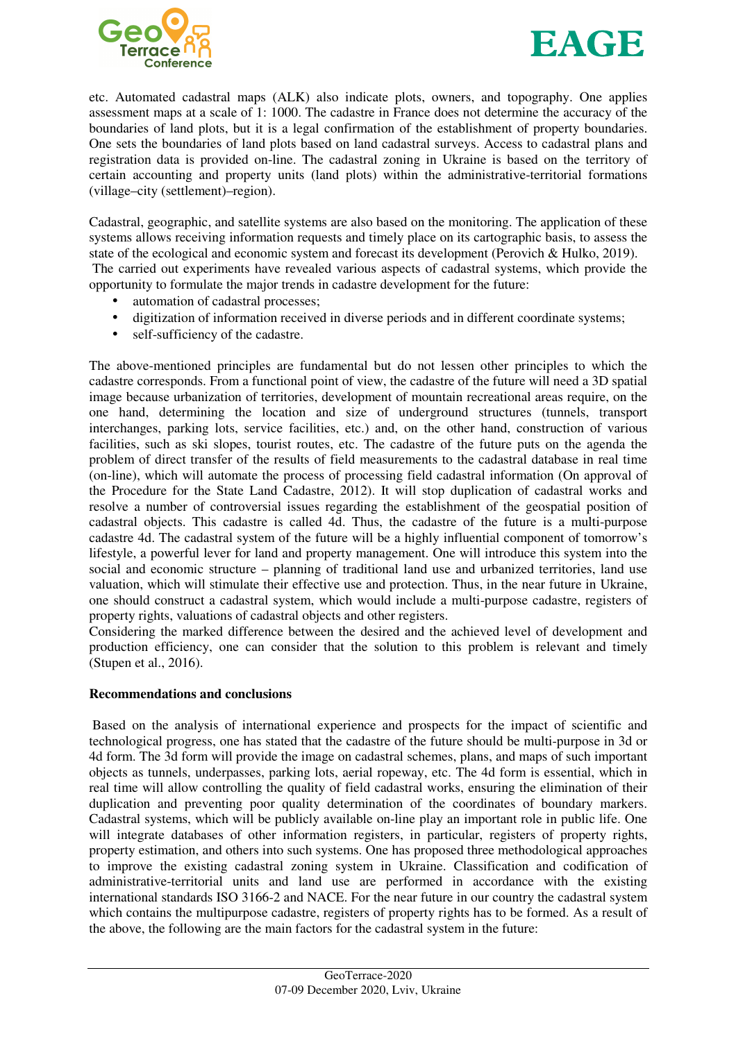etc. Automated cadastral maps (ALK) also indicate plots, owners, and topography. One applies assessment maps at a scale of 1: 1000. The cadastre in France does not determine the accuracy of the boundaries of land plots, but it is a legal confirmation of the establishment of property boundaries. One sets the boundaries of land plots based on land cadastral surveys. Access to cadastral plans and registration data is provided on-line. The cadastral zoning in Ukraine is based on the territory of certain accounting and property units (land plots) within the administrative-territorial formations (village–city (settlement)–region).

Cadastral, geographic, and satellite systems are also based on the monitoring. The application of these systems allows receiving information requests and timely place on its cartographic basis, to assess the state of the ecological and economic system and forecast its development (Perovich & Hulko, 2019).
The carried out experiments have revealed various aspects of cadastral systems, which provide the opportunity to formulate the major trends in cadastre development for the future:

- automation of cadastral processes;
- digitization of information received in diverse periods and in different coordinate systems;
- self-sufficiency of the cadastre.

The above-mentioned principles are fundamental but do not lessen other principles to which the cadastre corresponds. From a functional point of view, the cadastre of the future will need a 3D spatial image because urbanization of territories, development of mountain recreational areas require, on the one hand, determining the location and size of underground structures (tunnels, transport interchanges, parking lots, service facilities, etc.) and, on the other hand, construction of various facilities, such as ski slopes, tourist routes, etc. The cadastre of the future puts on the agenda the problem of direct transfer of the results of field measurements to the cadastral database in real time (on-line), which will automate the process of processing field cadastral information (On approval of the Procedure for the State Land Cadastre, 2012). It will stop duplication of cadastral works and resolve a number of controversial issues regarding the establishment of the geospatial position of cadastral objects. This cadastre is called 4d. Thus, the cadastre of the future is a multi-purpose cadastre 4d. The cadastral system of the future will be a highly influential component of tomorrow's lifestyle, a powerful lever for land and property management. One will introduce this system into the social and economic structure – planning of traditional land use and urbanized territories, land use valuation, which will stimulate their effective use and protection. Thus, in the near future in Ukraine, one should construct a cadastral system, which would include a multi-purpose cadastre, registers of property rights, valuations of cadastral objects and other registers.
Considering the marked difference between the desired and the achieved level of development and production efficiency, one can consider that the solution to this problem is relevant and timely (Stupen et al., 2016).

**Recommendations and conclusions**

Based on the analysis of international experience and prospects for the impact of scientific and technological progress, one has stated that the cadastre of the future should be multi-purpose in 3d or 4d form. The 3d form will provide the image on cadastral schemes, plans, and maps of such important objects as tunnels, underpasses, parking lots, aerial ropeway, etc. The 4d form is essential, which in real time will allow controlling the quality of field cadastral works, ensuring the elimination of their duplication and preventing poor quality determination of the coordinates of boundary markers. Cadastral systems, which will be publicly available on-line play an important role in public life. One will integrate databases of other information registers, in particular, registers of property rights, property estimation, and others into such systems. One has proposed three methodological approaches to improve the existing cadastral zoning system in Ukraine. Classification and codification of administrative-territorial units and land use are performed in accordance with the existing international standards ISO 3166-2 and NACE. For the near future in our country the cadastral system which contains the multipurpose cadastre, registers of property rights has to be formed. As a result of the above, the following are the main factors for the cadastral system in the future: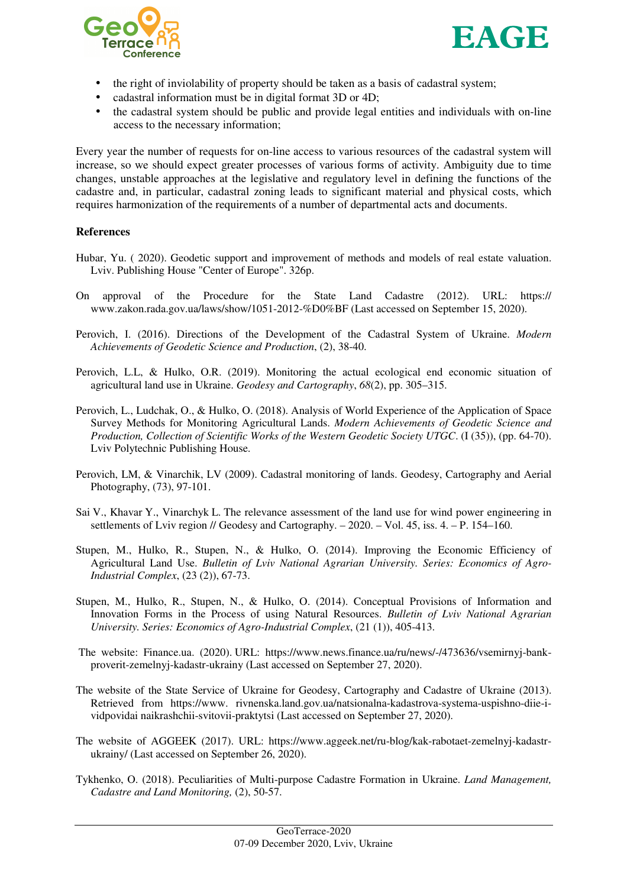- the right of inviolability of property should be taken as a basis of cadastral system;
- cadastral information must be in digital format 3D or 4D;
- the cadastral system should be public and provide legal entities and individuals with on-line access to the necessary information;

Every year the number of requests for on-line access to various resources of the cadastral system will increase, so we should expect greater processes of various forms of activity. Ambiguity due to time changes, unstable approaches at the legislative and regulatory level in defining the functions of the cadastre and, in particular, cadastral zoning leads to significant material and physical costs, which requires harmonization of the requirements of a number of departmental acts and documents.

**References**

Hubar, Yu. ( 2020). Geodetic support and improvement of methods and models of real estate valuation. Lviv. Publishing House "Center of Europe". 326p.

On approval of the Procedure for the State Land Cadastre (2012). URL: https:// www.zakon.rada.gov.ua/laws/show/1051-2012-%D0%BF (Last accessed on September 15, 2020).

Perovich, I. (2016). Directions of the Development of the Cadastral System of Ukraine. *Modern Achievements of Geodetic Science and Production*, (2), 38-40.

Perovich, L.L, & Hulko, O.R. (2019). Monitoring the actual ecological end economic situation of agricultural land use in Ukraine. *Geodesy and Cartography*, *68*(2), pp. 305–315.

Perovich, L., Ludchak, O., & Hulko, O. (2018). Analysis of World Experience of the Application of Space Survey Methods for Monitoring Agricultural Lands. *Modern Achievements of Geodetic Science and Production, Collection of Scientific Works of the Western Geodetic Society UTGC*. (I (35)), (pp. 64-70). Lviv Polytechnic Publishing House.

Perovich, LM, & Vinarchik, LV (2009). Cadastral monitoring of lands. Geodesy, Cartography and Aerial Photography, (73), 97-101.

Sai V., Khavar Y., Vinarchyk L. The relevance assessment of the land use for wind power engineering in settlements of Lviv region // Geodesy and Cartography. – 2020. – Vol. 45, iss. 4. – P. 154–160.

Stupen, M., Hulko, R., Stupen, N., & Hulko, O. (2014). Improving the Economic Efficiency of Agricultural Land Use. *Bulletin of Lviv National Agrarian University. Series: Economics of Agro-Industrial Complex*, (23 (2)), 67-73.

Stupen, M., Hulko, R., Stupen, N., & Hulko, O. (2014). Conceptual Provisions of Information and Innovation Forms in the Process of using Natural Resources. *Bulletin of Lviv National Agrarian University. Series: Economics of Agro-Industrial Complex*, (21 (1)), 405-413.

The website: Finance.ua. (2020). URL: https://www.news.finance.ua/ru/news/-/473636/vsemirnyj-bank-proverit-zemelnyj-kadastr-ukrainy (Last accessed on September 27, 2020).

The website of the State Service of Ukraine for Geodesy, Cartography and Cadastre of Ukraine (2013). Retrieved from https://www. rivnenska.land.gov.ua/natsionalna-kadastrova-systema-uspishno-diie-i-vidpovidai naikrashchii-svitovii-praktytsi (Last accessed on September 27, 2020).

The website of AGGEEK (2017). URL: https://www.aggeek.net/ru-blog/kak-rabotaet-zemelnyj-kadastr-ukrainy/ (Last accessed on September 26, 2020).

Tykhenko, O. (2018). Peculiarities of Multi-purpose Cadastre Formation in Ukraine. *Land Management, Cadastre and Land Monitoring,* (2), 50-57.